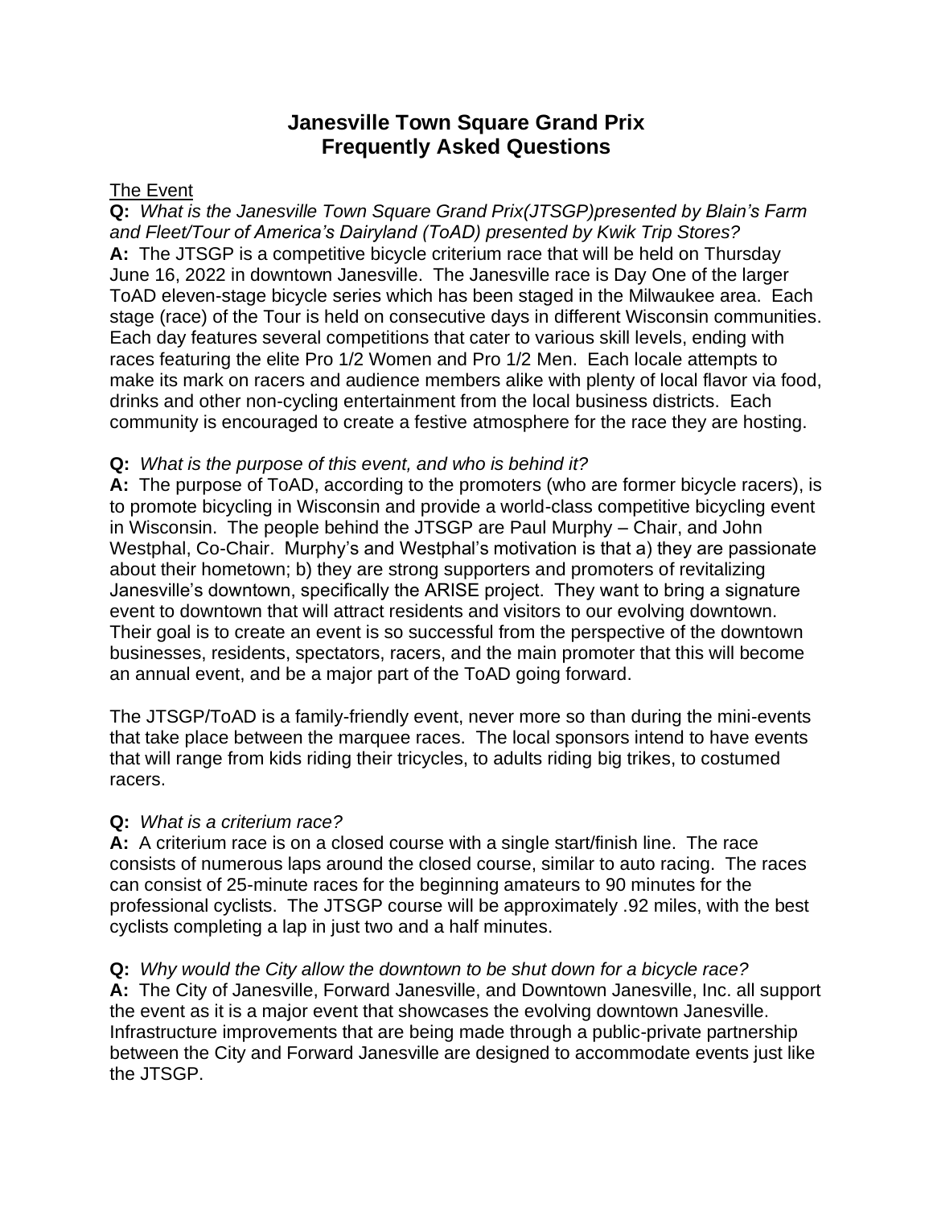# Janesville Town Square Grand Prix
# Frequently Asked Questions

## The Event

**Q:** *What is the Janesville Town Square Grand Prix(JTSGP)presented by Blain's Farm and Fleet/Tour of America's Dairyland (ToAD) presented by Kwik Trip Stores?*

**A:** The JTSGP is a competitive bicycle criterium race that will be held on Thursday June 16, 2022 in downtown Janesville. The Janesville race is Day One of the larger ToAD eleven-stage bicycle series which has been staged in the Milwaukee area. Each stage (race) of the Tour is held on consecutive days in different Wisconsin communities. Each day features several competitions that cater to various skill levels, ending with races featuring the elite Pro 1/2 Women and Pro 1/2 Men. Each locale attempts to make its mark on racers and audience members alike with plenty of local flavor via food, drinks and other non-cycling entertainment from the local business districts. Each community is encouraged to create a festive atmosphere for the race they are hosting.

**Q:** *What is the purpose of this event, and who is behind it?*

**A:** The purpose of ToAD, according to the promoters (who are former bicycle racers), is to promote bicycling in Wisconsin and provide a world-class competitive bicycling event in Wisconsin. The people behind the JTSGP are Paul Murphy – Chair, and John Westphal, Co-Chair. Murphy's and Westphal's motivation is that a) they are passionate about their hometown; b) they are strong supporters and promoters of revitalizing Janesville's downtown, specifically the ARISE project. They want to bring a signature event to downtown that will attract residents and visitors to our evolving downtown. Their goal is to create an event is so successful from the perspective of the downtown businesses, residents, spectators, racers, and the main promoter that this will become an annual event, and be a major part of the ToAD going forward.

The JTSGP/ToAD is a family-friendly event, never more so than during the mini-events that take place between the marquee races. The local sponsors intend to have events that will range from kids riding their tricycles, to adults riding big trikes, to costumed racers.

**Q:** *What is a criterium race?*

**A:** A criterium race is on a closed course with a single start/finish line. The race consists of numerous laps around the closed course, similar to auto racing. The races can consist of 25-minute races for the beginning amateurs to 90 minutes for the professional cyclists. The JTSGP course will be approximately .92 miles, with the best cyclists completing a lap in just two and a half minutes.

**Q:** *Why would the City allow the downtown to be shut down for a bicycle race?*

**A:** The City of Janesville, Forward Janesville, and Downtown Janesville, Inc. all support the event as it is a major event that showcases the evolving downtown Janesville. Infrastructure improvements that are being made through a public-private partnership between the City and Forward Janesville are designed to accommodate events just like the JTSGP.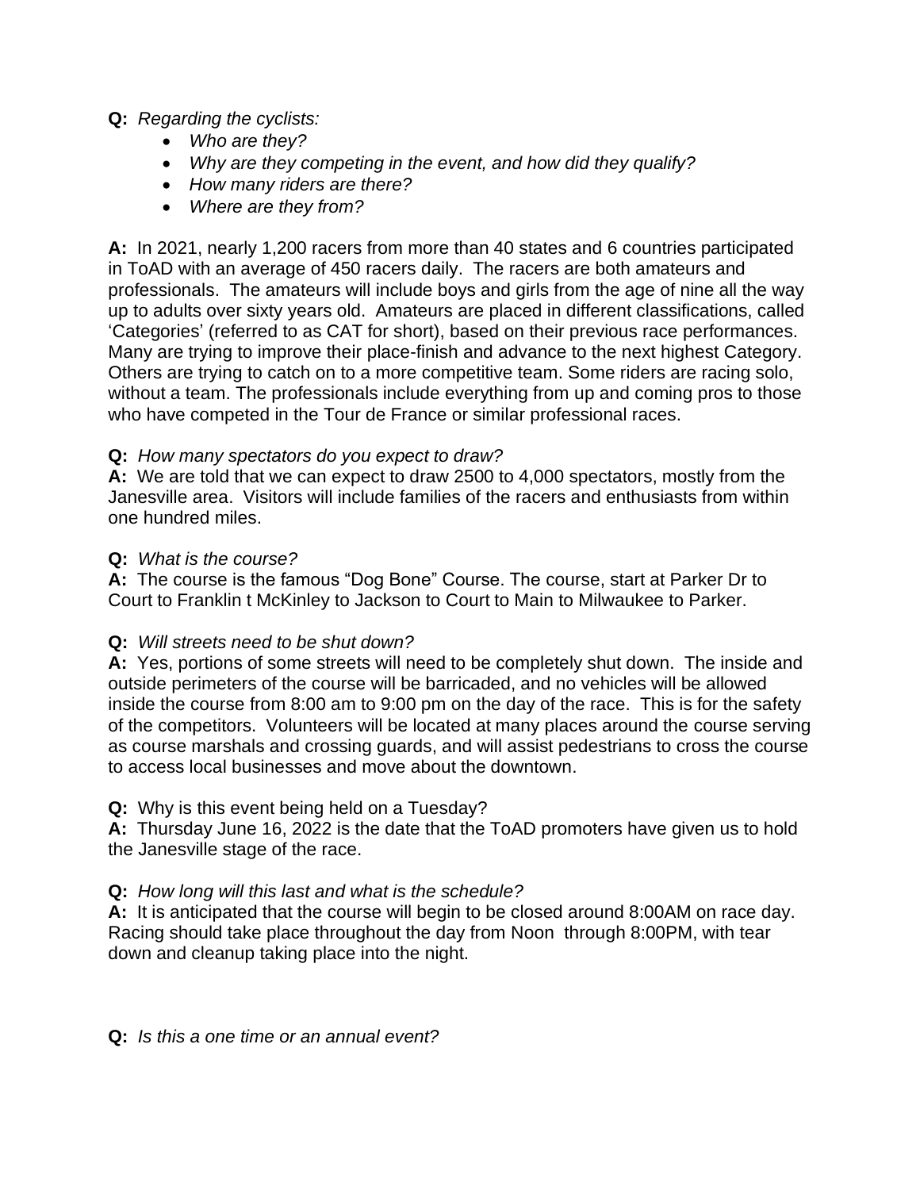**Q:** *Regarding the cyclists:*

- *Who are they?*
- *Why are they competing in the event, and how did they qualify?*
- *How many riders are there?*
- *Where are they from?*

**A:** In 2021, nearly 1,200 racers from more than 40 states and 6 countries participated in ToAD with an average of 450 racers daily. The racers are both amateurs and professionals. The amateurs will include boys and girls from the age of nine all the way up to adults over sixty years old. Amateurs are placed in different classifications, called 'Categories' (referred to as CAT for short), based on their previous race performances. Many are trying to improve their place-finish and advance to the next highest Category. Others are trying to catch on to a more competitive team. Some riders are racing solo, without a team. The professionals include everything from up and coming pros to those who have competed in the Tour de France or similar professional races.

**Q:** *How many spectators do you expect to draw?*
**A:** We are told that we can expect to draw 2500 to 4,000 spectators, mostly from the Janesville area. Visitors will include families of the racers and enthusiasts from within one hundred miles.

**Q:** *What is the course?*
**A:** The course is the famous "Dog Bone" Course. The course, start at Parker Dr to Court to Franklin t McKinley to Jackson to Court to Main to Milwaukee to Parker.

**Q:** *Will streets need to be shut down?*
**A:** Yes, portions of some streets will need to be completely shut down. The inside and outside perimeters of the course will be barricaded, and no vehicles will be allowed inside the course from 8:00 am to 9:00 pm on the day of the race. This is for the safety of the competitors. Volunteers will be located at many places around the course serving as course marshals and crossing guards, and will assist pedestrians to cross the course to access local businesses and move about the downtown.

**Q:** Why is this event being held on a Tuesday?
**A:** Thursday June 16, 2022 is the date that the ToAD promoters have given us to hold the Janesville stage of the race.

**Q:** *How long will this last and what is the schedule?*
**A:** It is anticipated that the course will begin to be closed around 8:00AM on race day. Racing should take place throughout the day from Noon through 8:00PM, with tear down and cleanup taking place into the night.

**Q:** *Is this a one time or an annual event?*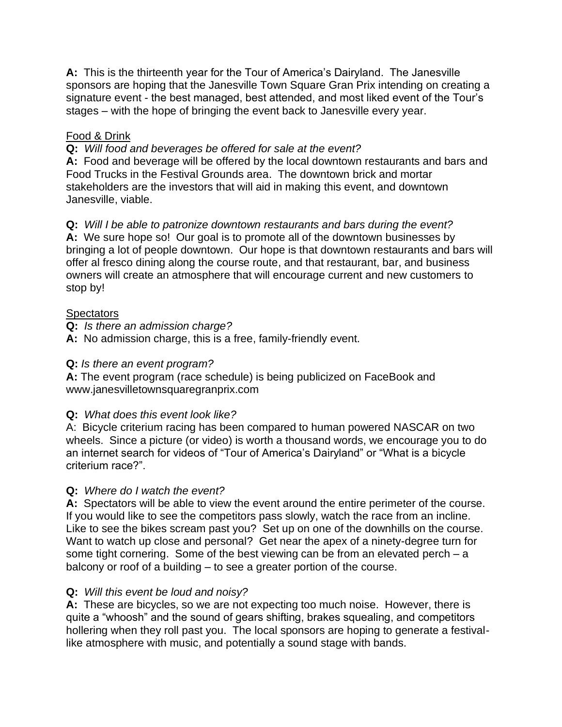**A:** This is the thirteenth year for the Tour of America's Dairyland. The Janesville sponsors are hoping that the Janesville Town Square Gran Prix intending on creating a signature event - the best managed, best attended, and most liked event of the Tour's stages – with the hope of bringing the event back to Janesville every year.

<u>Food & Drink</u>

**Q:** *Will food and beverages be offered for sale at the event?*
**A:** Food and beverage will be offered by the local downtown restaurants and bars and Food Trucks in the Festival Grounds area. The downtown brick and mortar stakeholders are the investors that will aid in making this event, and downtown Janesville, viable.

**Q:** *Will I be able to patronize downtown restaurants and bars during the event?*
**A:** We sure hope so! Our goal is to promote all of the downtown businesses by bringing a lot of people downtown. Our hope is that downtown restaurants and bars will offer al fresco dining along the course route, and that restaurant, bar, and business owners will create an atmosphere that will encourage current and new customers to stop by!

<u>Spectators</u>

**Q:** *Is there an admission charge?*
**A:** No admission charge, this is a free, family-friendly event.

**Q:** *Is there an event program?*
**A:** The event program (race schedule) is being publicized on FaceBook and www.janesvilletownsquaregranprix.com

**Q:** *What does this event look like?*
A: Bicycle criterium racing has been compared to human powered NASCAR on two wheels. Since a picture (or video) is worth a thousand words, we encourage you to do an internet search for videos of "Tour of America's Dairyland" or "What is a bicycle criterium race?".

**Q:** *Where do I watch the event?*
**A:** Spectators will be able to view the event around the entire perimeter of the course. If you would like to see the competitors pass slowly, watch the race from an incline. Like to see the bikes scream past you? Set up on one of the downhills on the course. Want to watch up close and personal? Get near the apex of a ninety-degree turn for some tight cornering. Some of the best viewing can be from an elevated perch – a balcony or roof of a building – to see a greater portion of the course.

**Q:** *Will this event be loud and noisy?*
**A:** These are bicycles, so we are not expecting too much noise. However, there is quite a "whoosh" and the sound of gears shifting, brakes squealing, and competitors hollering when they roll past you. The local sponsors are hoping to generate a festival-like atmosphere with music, and potentially a sound stage with bands.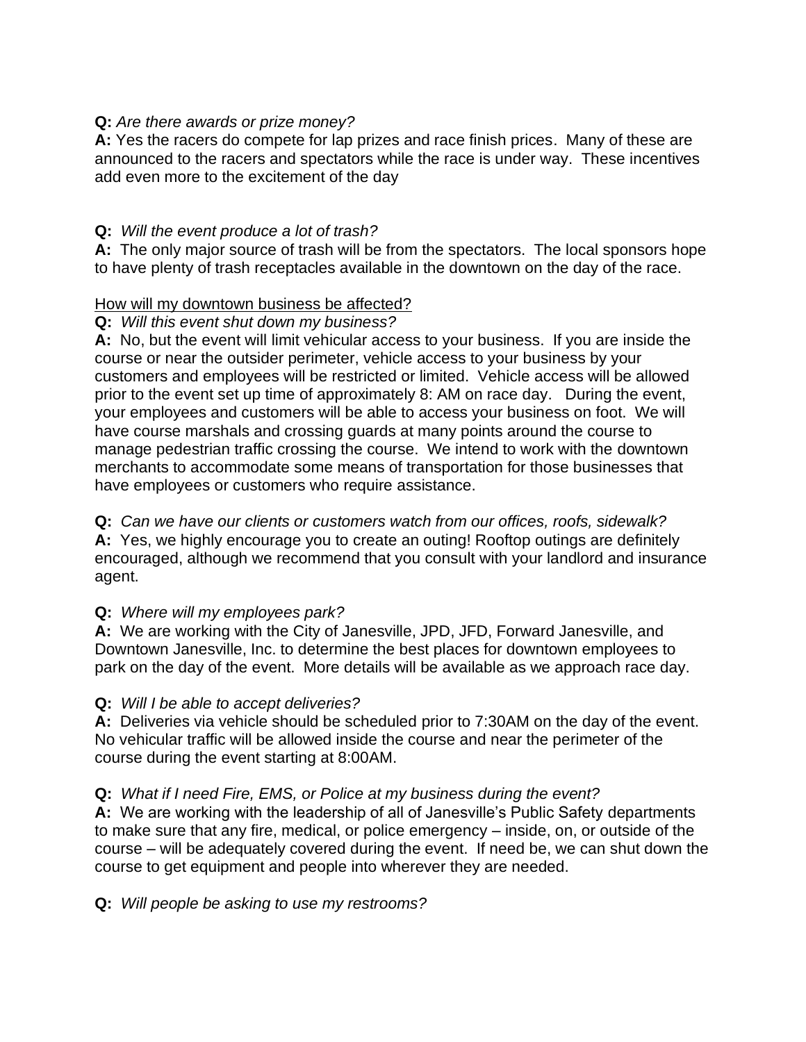**Q:** *Are there awards or prize money?*
**A:** Yes the racers do compete for lap prizes and race finish prices. Many of these are announced to the racers and spectators while the race is under way. These incentives add even more to the excitement of the day

**Q:** *Will the event produce a lot of trash?*
**A:** The only major source of trash will be from the spectators. The local sponsors hope to have plenty of trash receptacles available in the downtown on the day of the race.

<u>How will my downtown business be affected?</u>

**Q:** *Will this event shut down my business?*
**A:** No, but the event will limit vehicular access to your business. If you are inside the course or near the outsider perimeter, vehicle access to your business by your customers and employees will be restricted or limited. Vehicle access will be allowed prior to the event set up time of approximately 8: AM on race day. During the event, your employees and customers will be able to access your business on foot. We will have course marshals and crossing guards at many points around the course to manage pedestrian traffic crossing the course. We intend to work with the downtown merchants to accommodate some means of transportation for those businesses that have employees or customers who require assistance.

**Q:** *Can we have our clients or customers watch from our offices, roofs, sidewalk?*
**A:** Yes, we highly encourage you to create an outing! Rooftop outings are definitely encouraged, although we recommend that you consult with your landlord and insurance agent.

**Q:** *Where will my employees park?*
**A:** We are working with the City of Janesville, JPD, JFD, Forward Janesville, and Downtown Janesville, Inc. to determine the best places for downtown employees to park on the day of the event. More details will be available as we approach race day.

**Q:** *Will I be able to accept deliveries?*
**A:** Deliveries via vehicle should be scheduled prior to 7:30AM on the day of the event. No vehicular traffic will be allowed inside the course and near the perimeter of the course during the event starting at 8:00AM.

**Q:** *What if I need Fire, EMS, or Police at my business during the event?*
**A:** We are working with the leadership of all of Janesville's Public Safety departments to make sure that any fire, medical, or police emergency – inside, on, or outside of the course – will be adequately covered during the event. If need be, we can shut down the course to get equipment and people into wherever they are needed.

**Q:** *Will people be asking to use my restrooms?*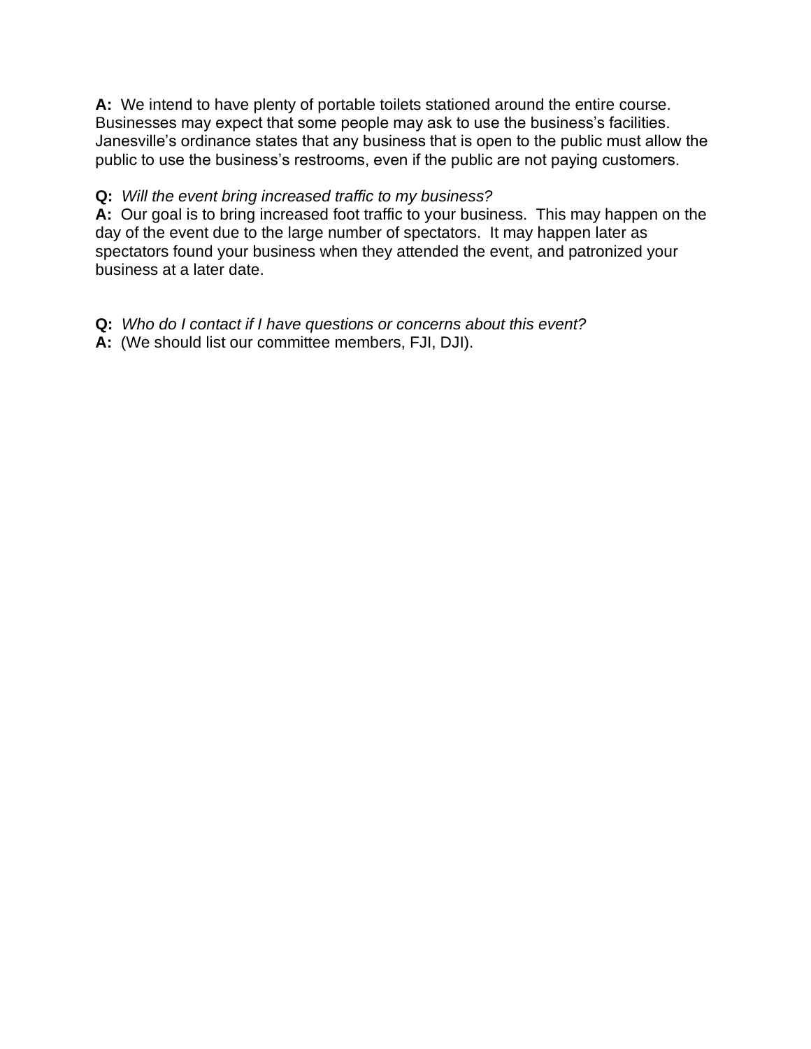**A:** We intend to have plenty of portable toilets stationed around the entire course. Businesses may expect that some people may ask to use the business's facilities. Janesville's ordinance states that any business that is open to the public must allow the public to use the business's restrooms, even if the public are not paying customers.

**Q:** *Will the event bring increased traffic to my business?*
**A:** Our goal is to bring increased foot traffic to your business. This may happen on the day of the event due to the large number of spectators. It may happen later as spectators found your business when they attended the event, and patronized your business at a later date.

**Q:** *Who do I contact if I have questions or concerns about this event?*
**A:** (We should list our committee members, FJI, DJI).